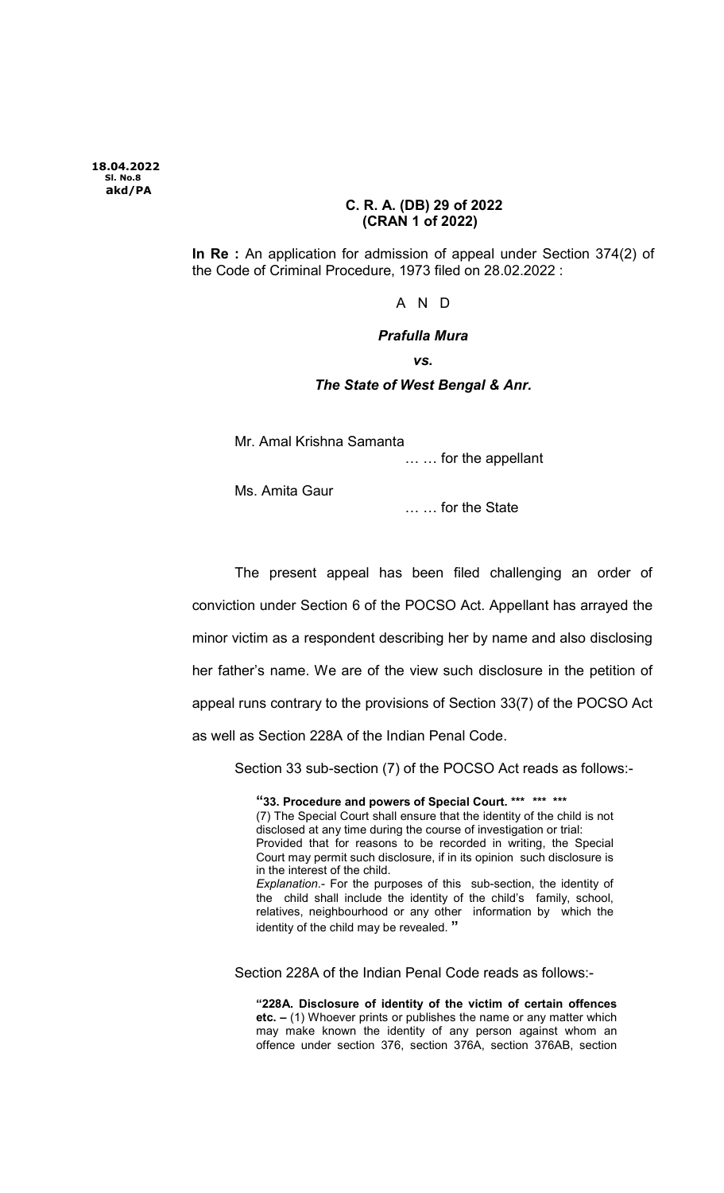**18.04.2022**
**Sl. No.8**
**akd/PA**

**C. R. A. (DB) 29 of 2022**
**(CRAN 1 of 2022)**

**In Re :** An application for admission of appeal under Section 374(2) of the Code of Criminal Procedure, 1973 filed on 28.02.2022 :

A N D

***Prafulla Mura***

***vs.***

***The State of West Bengal & Anr.***

Mr. Amal Krishna Samanta

… … for the appellant

Ms. Amita Gaur

… … for the State

The present appeal has been filed challenging an order of conviction under Section 6 of the POCSO Act. Appellant has arrayed the minor victim as a respondent describing her by name and also disclosing her father's name. We are of the view such disclosure in the petition of appeal runs contrary to the provisions of Section 33(7) of the POCSO Act as well as Section 228A of the Indian Penal Code.

Section 33 sub-section (7) of the POCSO Act reads as follows:-

> "**33. Procedure and powers of Special Court. \*\*\* \*\*\* \*\*\***
> (7) The Special Court shall ensure that the identity of the child is not disclosed at any time during the course of investigation or trial:
> Provided that for reasons to be recorded in writing, the Special Court may permit such disclosure, if in its opinion such disclosure is in the interest of the child.
> *Explanation*.- For the purposes of this sub-section, the identity of the child shall include the identity of the child's family, school, relatives, neighbourhood or any other information by which the identity of the child may be revealed. "

Section 228A of the Indian Penal Code reads as follows:-

> "**228A. Disclosure of identity of the victim of certain offences etc. –** (1) Whoever prints or publishes the name or any matter which may make known the identity of any person against whom an offence under section 376, section 376A, section 376AB, section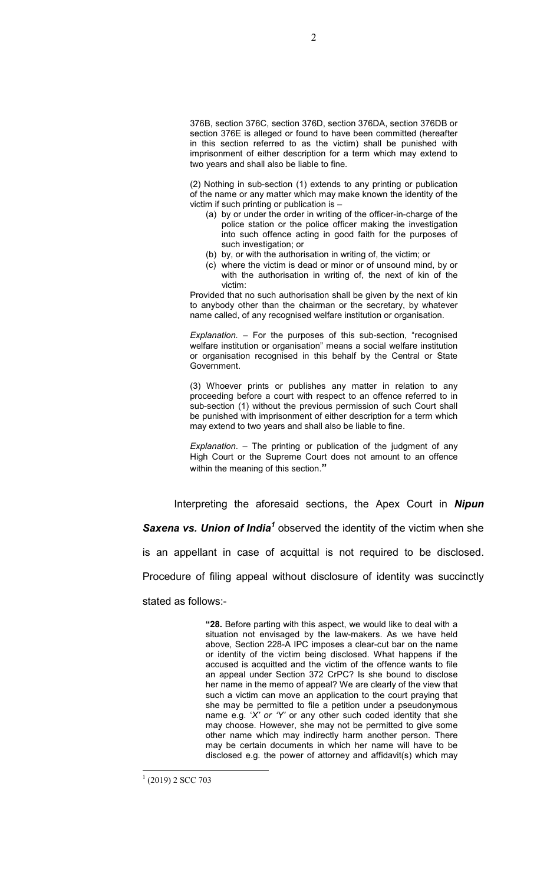> 376B, section 376C, section 376D, section 376DA, section 376DB or section 376E is alleged or found to have been committed (hereafter in this section referred to as the victim) shall be punished with imprisonment of either description for a term which may extend to two years and shall also be liable to fine.
>
> (2) Nothing in sub-section (1) extends to any printing or publication of the name or any matter which may make known the identity of the victim if such printing or publication is –
>
> (a) by or under the order in writing of the officer-in-charge of the police station or the police officer making the investigation into such offence acting in good faith for the purposes of such investigation; or
>
> (b) by, or with the authorisation in writing of, the victim; or
>
> (c) where the victim is dead or minor or of unsound mind, by or with the authorisation in writing of, the next of kin of the victim:
>
> Provided that no such authorisation shall be given by the next of kin to anybody other than the chairman or the secretary, by whatever name called, of any recognised welfare institution or organisation.
>
> *Explanation.* – For the purposes of this sub-section, "recognised welfare institution or organisation" means a social welfare institution or organisation recognised in this behalf by the Central or State Government.
>
> (3) Whoever prints or publishes any matter in relation to any proceeding before a court with respect to an offence referred to in sub-section (1) without the previous permission of such Court shall be punished with imprisonment of either description for a term which may extend to two years and shall also be liable to fine.
>
> *Explanation*. – The printing or publication of the judgment of any High Court or the Supreme Court does not amount to an offence within the meaning of this section."

Interpreting the aforesaid sections, the Apex Court in ***Nipun Saxena vs. Union of India***[1] observed the identity of the victim when she is an appellant in case of acquittal is not required to be disclosed. Procedure of filing appeal without disclosure of identity was succinctly stated as follows:-

> "**28.** Before parting with this aspect, we would like to deal with a situation not envisaged by the law-makers. As we have held above, Section 228-A IPC imposes a clear-cut bar on the name or identity of the victim being disclosed. What happens if the accused is acquitted and the victim of the offence wants to file an appeal under Section 372 CrPC? Is she bound to disclose her name in the memo of appeal? We are clearly of the view that such a victim can move an application to the court praying that she may be permitted to file a petition under a pseudonymous name e.g. '*X*' *or 'Y'* or any other such coded identity that she may choose. However, she may not be permitted to give some other name which may indirectly harm another person. There may be certain documents in which her name will have to be disclosed e.g. the power of attorney and affidavit(s) which may

[1] (2019) 2 SCC 703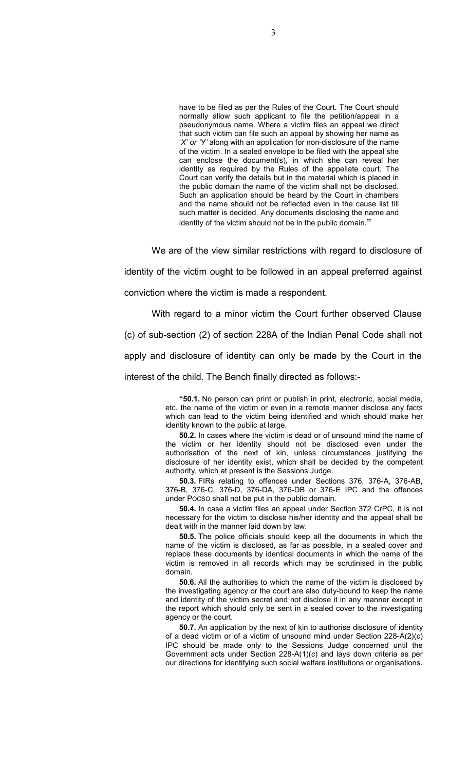> have to be filed as per the Rules of the Court. The Court should normally allow such applicant to file the petition/appeal in a pseudonymous name. Where a victim files an appeal we direct that such victim can file such an appeal by showing her name as '*X' or 'Y'* along with an application for non-disclosure of the name of the victim. In a sealed envelope to be filed with the appeal she can enclose the document(s), in which she can reveal her identity as required by the Rules of the appellate court. The Court can verify the details but in the material which is placed in the public domain the name of the victim shall not be disclosed. Such an application should be heard by the Court in chambers and the name should not be reflected even in the cause list till such matter is decided. Any documents disclosing the name and identity of the victim should not be in the public domain."

We are of the view similar restrictions with regard to disclosure of identity of the victim ought to be followed in an appeal preferred against conviction where the victim is made a respondent.

With regard to a minor victim the Court further observed Clause (c) of sub-section (2) of section 228A of the Indian Penal Code shall not apply and disclosure of identity can only be made by the Court in the interest of the child. The Bench finally directed as follows:-

> "**50.1.** No person can print or publish in print, electronic, social media, etc. the name of the victim or even in a remote manner disclose any facts which can lead to the victim being identified and which should make her identity known to the public at large.
>
> **50.2.** In cases where the victim is dead or of unsound mind the name of the victim or her identity should not be disclosed even under the authorisation of the next of kin, unless circumstances justifying the disclosure of her identity exist, which shall be decided by the competent authority, which at present is the Sessions Judge.
>
> **50.3.** FIRs relating to offences under Sections 376, 376-A, 376-AB, 376-B, 376-C, 376-D, 376-DA, 376-DB or 376-E IPC and the offences under POCSO shall not be put in the public domain.
>
> **50.4.** In case a victim files an appeal under Section 372 CrPC, it is not necessary for the victim to disclose his/her identity and the appeal shall be dealt with in the manner laid down by law.
>
> **50.5.** The police officials should keep all the documents in which the name of the victim is disclosed, as far as possible, in a sealed cover and replace these documents by identical documents in which the name of the victim is removed in all records which may be scrutinised in the public domain.
>
> **50.6.** All the authorities to which the name of the victim is disclosed by the investigating agency or the court are also duty-bound to keep the name and identity of the victim secret and not disclose it in any manner except in the report which should only be sent in a sealed cover to the investigating agency or the court.
>
> **50.7.** An application by the next of kin to authorise disclosure of identity of a dead victim or of a victim of unsound mind under Section 228-A(2)(*c*) IPC should be made only to the Sessions Judge concerned until the Government acts under Section 228-A(1)(*c*) and lays down criteria as per our directions for identifying such social welfare institutions or organisations.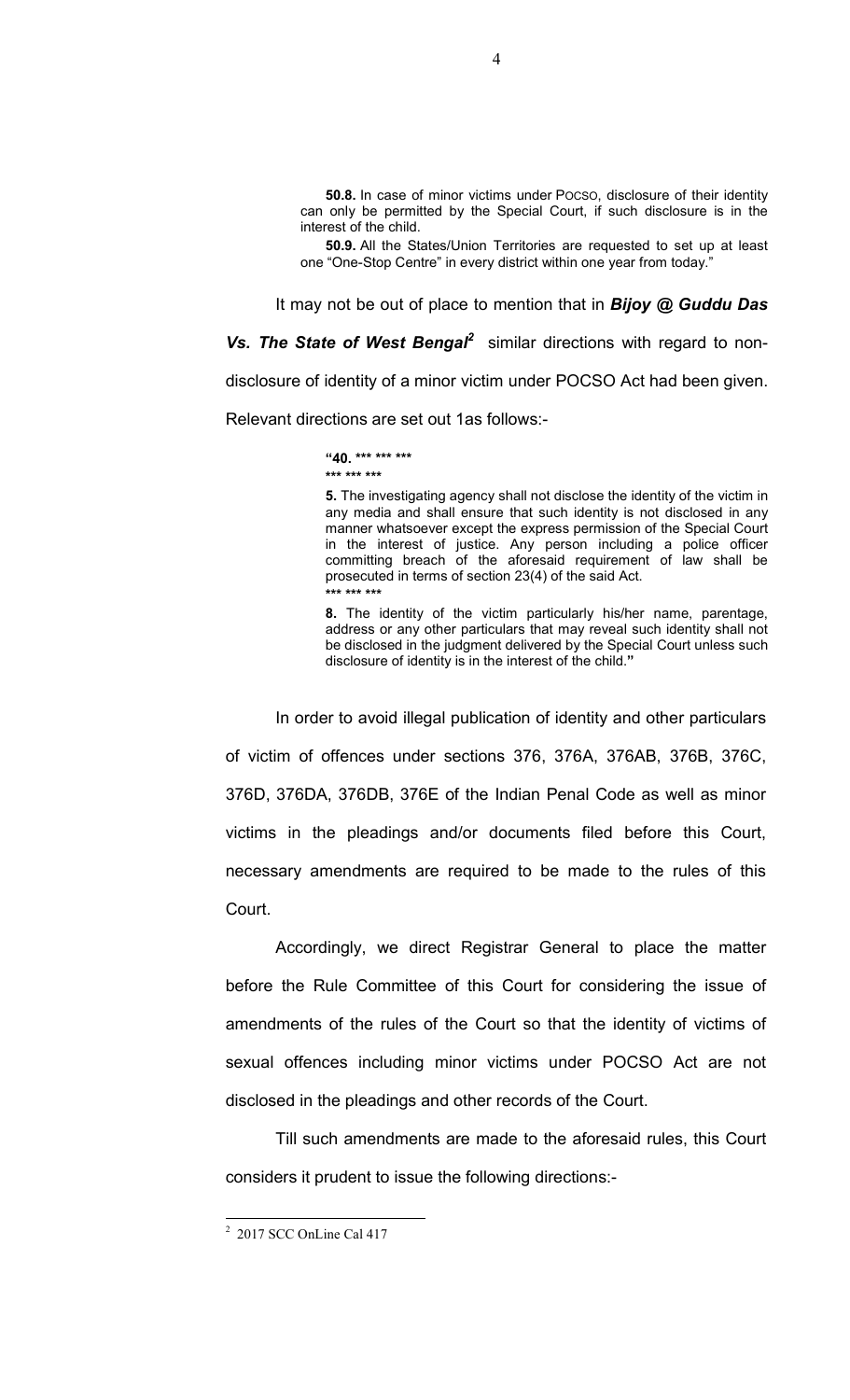> **50.8.** In case of minor victims under POCSO, disclosure of their identity can only be permitted by the Special Court, if such disclosure is in the interest of the child.
>
> **50.9.** All the States/Union Territories are requested to set up at least one "One-Stop Centre" in every district within one year from today."

It may not be out of place to mention that in ***Bijoy @ Guddu Das Vs. The State of West Bengal***[2] similar directions with regard to non-disclosure of identity of a minor victim under POCSO Act had been given. Relevant directions are set out 1as follows:-

> **"40. \*\*\* \*\*\* \*\*\***
>
> **\*\*\* \*\*\* \*\*\***
>
> **5.** The investigating agency shall not disclose the identity of the victim in any media and shall ensure that such identity is not disclosed in any manner whatsoever except the express permission of the Special Court in the interest of justice. Any person including a police officer committing breach of the aforesaid requirement of law shall be prosecuted in terms of section 23(4) of the said Act.
>
> **\*\*\* \*\*\* \*\*\***
>
> **8.** The identity of the victim particularly his/her name, parentage, address or any other particulars that may reveal such identity shall not be disclosed in the judgment delivered by the Special Court unless such disclosure of identity is in the interest of the child.**"**

In order to avoid illegal publication of identity and other particulars of victim of offences under sections 376, 376A, 376AB, 376B, 376C, 376D, 376DA, 376DB, 376E of the Indian Penal Code as well as minor victims in the pleadings and/or documents filed before this Court, necessary amendments are required to be made to the rules of this Court.

Accordingly, we direct Registrar General to place the matter before the Rule Committee of this Court for considering the issue of amendments of the rules of the Court so that the identity of victims of sexual offences including minor victims under POCSO Act are not disclosed in the pleadings and other records of the Court.

Till such amendments are made to the aforesaid rules, this Court considers it prudent to issue the following directions:-

---

[2] 2017 SCC OnLine Cal 417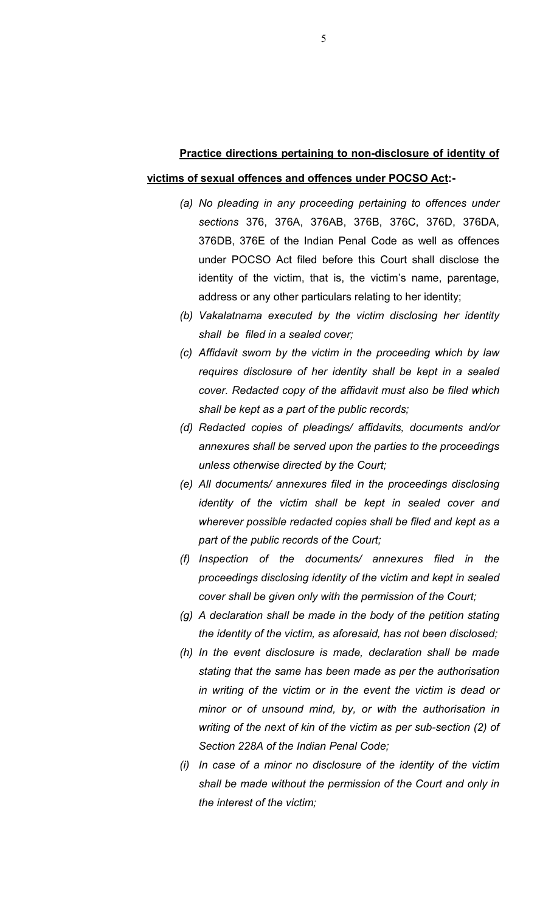**Practice directions pertaining to non-disclosure of identity of victims of sexual offences and offences under POCSO Act:-**

(a) *No pleading in any proceeding pertaining to offences under sections* 376, 376A, 376AB, 376B, 376C, 376D, 376DA, 376DB, 376E of the Indian Penal Code as well as offences under POCSO Act filed before this Court shall disclose the identity of the victim, that is, the victim's name, parentage, address or any other particulars relating to her identity;

(b) *Vakalatnama executed by the victim disclosing her identity shall be filed in a sealed cover;*

(c) *Affidavit sworn by the victim in the proceeding which by law requires disclosure of her identity shall be kept in a sealed cover. Redacted copy of the affidavit must also be filed which shall be kept as a part of the public records;*

(d) *Redacted copies of pleadings/ affidavits, documents and/or annexures shall be served upon the parties to the proceedings unless otherwise directed by the Court;*

(e) *All documents/ annexures filed in the proceedings disclosing identity of the victim shall be kept in sealed cover and wherever possible redacted copies shall be filed and kept as a part of the public records of the Court;*

(f) *Inspection of the documents/ annexures filed in the proceedings disclosing identity of the victim and kept in sealed cover shall be given only with the permission of the Court;*

(g) *A declaration shall be made in the body of the petition stating the identity of the victim, as aforesaid, has not been disclosed;*

(h) *In the event disclosure is made, declaration shall be made stating that the same has been made as per the authorisation in writing of the victim or in the event the victim is dead or minor or of unsound mind, by, or with the authorisation in writing of the next of kin of the victim as per sub-section (2) of Section 228A of the Indian Penal Code;*

(i) *In case of a minor no disclosure of the identity of the victim shall be made without the permission of the Court and only in the interest of the victim;*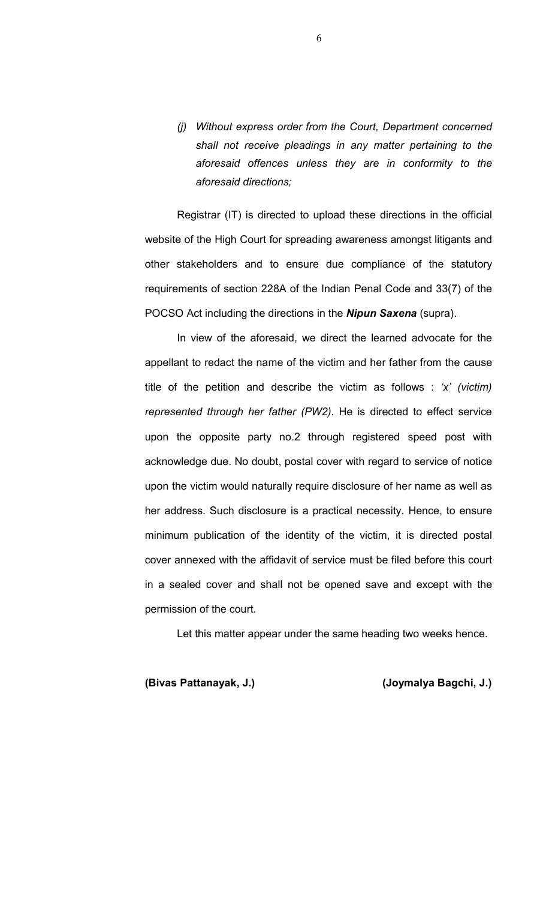*(j) Without express order from the Court, Department concerned shall not receive pleadings in any matter pertaining to the aforesaid offences unless they are in conformity to the aforesaid directions;*

Registrar (IT) is directed to upload these directions in the official website of the High Court for spreading awareness amongst litigants and other stakeholders and to ensure due compliance of the statutory requirements of section 228A of the Indian Penal Code and 33(7) of the POCSO Act including the directions in the ***Nipun Saxena*** (supra).

In view of the aforesaid, we direct the learned advocate for the appellant to redact the name of the victim and her father from the cause title of the petition and describe the victim as follows : *'x' (victim) represented through her father (PW2)*. He is directed to effect service upon the opposite party no.2 through registered speed post with acknowledge due. No doubt, postal cover with regard to service of notice upon the victim would naturally require disclosure of her name as well as her address. Such disclosure is a practical necessity. Hence, to ensure minimum publication of the identity of the victim, it is directed postal cover annexed with the affidavit of service must be filed before this court in a sealed cover and shall not be opened save and except with the permission of the court.

Let this matter appear under the same heading two weeks hence.

**(Bivas Pattanayak, J.)** **(Joymalya Bagchi, J.)**